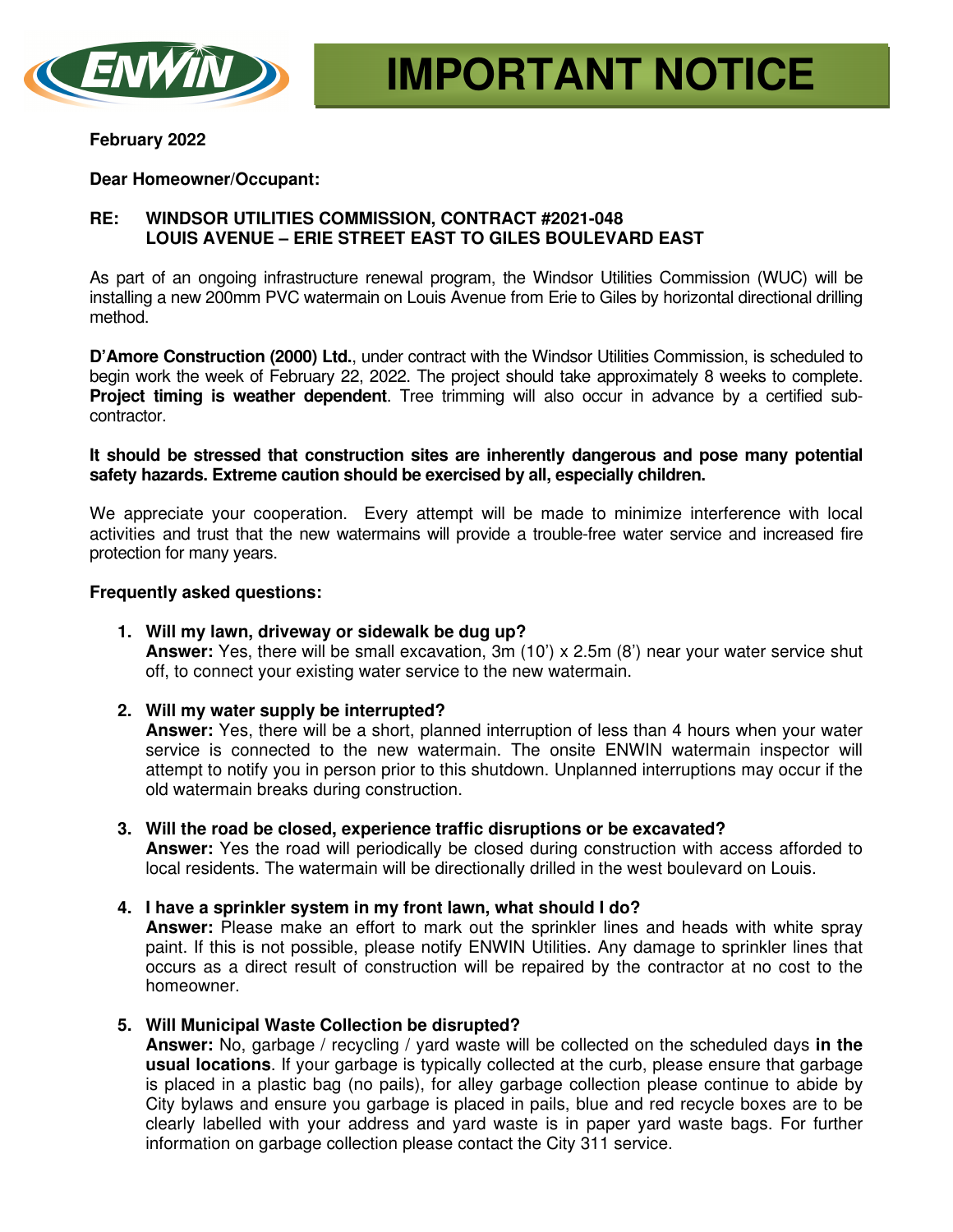# IMPORTANT NOTICE

**February 2022**

**Dear Homeowner/Occupant:**

**RE: WINDSOR UTILITIES COMMISSION, CONTRACT #2021-048**
**LOUIS AVENUE – ERIE STREET EAST TO GILES BOULEVARD EAST**

As part of an ongoing infrastructure renewal program, the Windsor Utilities Commission (WUC) will be installing a new 200mm PVC watermain on Louis Avenue from Erie to Giles by horizontal directional drilling method.

**D'Amore Construction (2000) Ltd.**, under contract with the Windsor Utilities Commission, is scheduled to begin work the week of February 22, 2022. The project should take approximately 8 weeks to complete. **Project timing is weather dependent**. Tree trimming will also occur in advance by a certified sub-contractor.

**It should be stressed that construction sites are inherently dangerous and pose many potential safety hazards. Extreme caution should be exercised by all, especially children.**

We appreciate your cooperation. Every attempt will be made to minimize interference with local activities and trust that the new watermains will provide a trouble-free water service and increased fire protection for many years.

**Frequently asked questions:**

1. **Will my lawn, driveway or sidewalk be dug up?**
   **Answer:** Yes, there will be small excavation, 3m (10') x 2.5m (8') near your water service shut off, to connect your existing water service to the new watermain.

2. **Will my water supply be interrupted?**
   **Answer:** Yes, there will be a short, planned interruption of less than 4 hours when your water service is connected to the new watermain. The onsite ENWIN watermain inspector will attempt to notify you in person prior to this shutdown. Unplanned interruptions may occur if the old watermain breaks during construction.

3. **Will the road be closed, experience traffic disruptions or be excavated?**
   **Answer:** Yes the road will periodically be closed during construction with access afforded to local residents. The watermain will be directionally drilled in the west boulevard on Louis.

4. **I have a sprinkler system in my front lawn, what should I do?**
   **Answer:** Please make an effort to mark out the sprinkler lines and heads with white spray paint. If this is not possible, please notify ENWIN Utilities. Any damage to sprinkler lines that occurs as a direct result of construction will be repaired by the contractor at no cost to the homeowner.

5. **Will Municipal Waste Collection be disrupted?**
   **Answer:** No, garbage / recycling / yard waste will be collected on the scheduled days **in the usual locations**. If your garbage is typically collected at the curb, please ensure that garbage is placed in a plastic bag (no pails), for alley garbage collection please continue to abide by City bylaws and ensure you garbage is placed in pails, blue and red recycle boxes are to be clearly labelled with your address and yard waste is in paper yard waste bags. For further information on garbage collection please contact the City 311 service.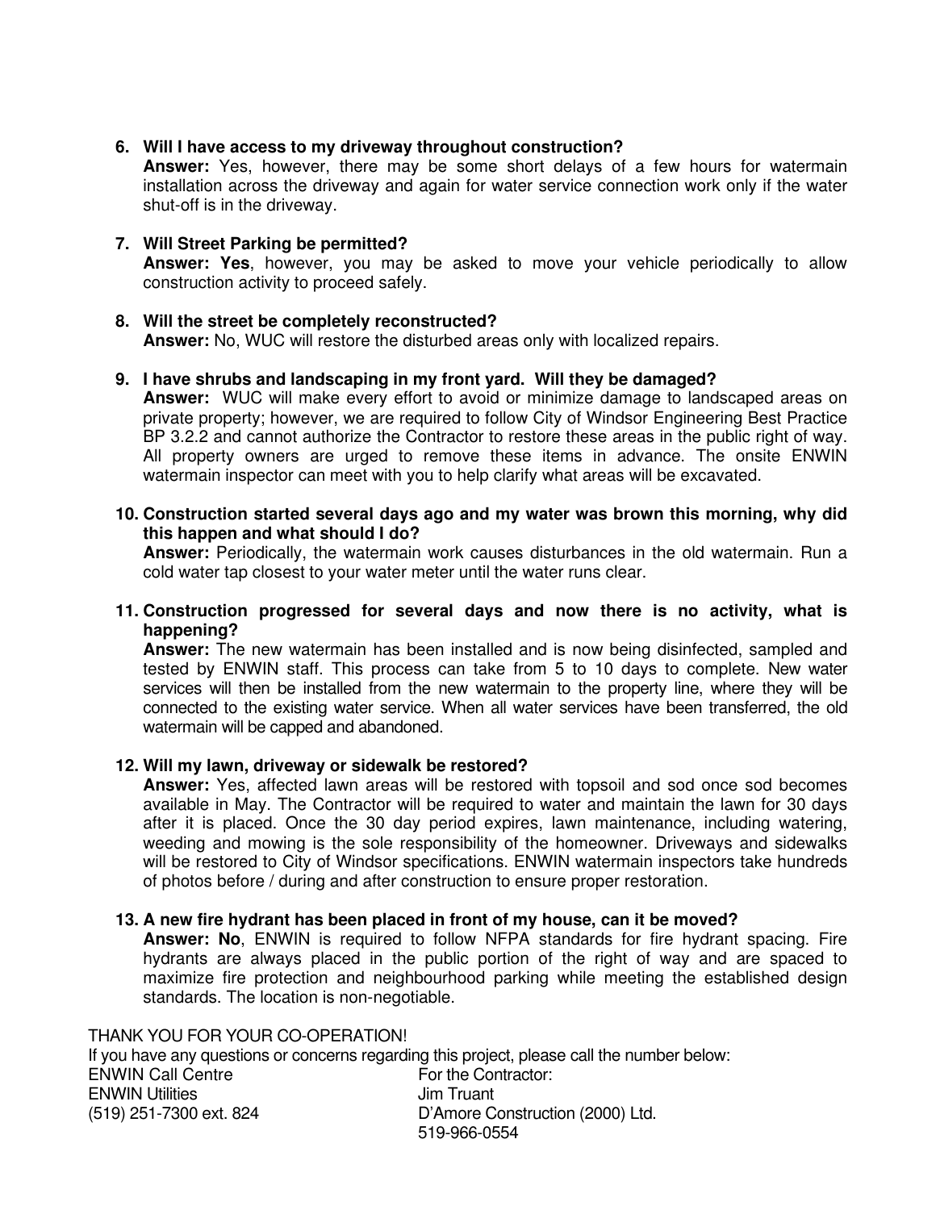6. **Will I have access to my driveway throughout construction?**
   **Answer:** Yes, however, there may be some short delays of a few hours for watermain installation across the driveway and again for water service connection work only if the water shut-off is in the driveway.

7. **Will Street Parking be permitted?**
   **Answer: Yes**, however, you may be asked to move your vehicle periodically to allow construction activity to proceed safely.

8. **Will the street be completely reconstructed?**
   **Answer:** No, WUC will restore the disturbed areas only with localized repairs.

9. **I have shrubs and landscaping in my front yard. Will they be damaged?**
   **Answer:** WUC will make every effort to avoid or minimize damage to landscaped areas on private property; however, we are required to follow City of Windsor Engineering Best Practice BP 3.2.2 and cannot authorize the Contractor to restore these areas in the public right of way. All property owners are urged to remove these items in advance. The onsite ENWIN watermain inspector can meet with you to help clarify what areas will be excavated.

10. **Construction started several days ago and my water was brown this morning, why did this happen and what should I do?**
    **Answer:** Periodically, the watermain work causes disturbances in the old watermain. Run a cold water tap closest to your water meter until the water runs clear.

11. **Construction progressed for several days and now there is no activity, what is happening?**
    **Answer:** The new watermain has been installed and is now being disinfected, sampled and tested by ENWIN staff. This process can take from 5 to 10 days to complete. New water services will then be installed from the new watermain to the property line, where they will be connected to the existing water service. When all water services have been transferred, the old watermain will be capped and abandoned.

12. **Will my lawn, driveway or sidewalk be restored?**
    **Answer:** Yes, affected lawn areas will be restored with topsoil and sod once sod becomes available in May. The Contractor will be required to water and maintain the lawn for 30 days after it is placed. Once the 30 day period expires, lawn maintenance, including watering, weeding and mowing is the sole responsibility of the homeowner. Driveways and sidewalks will be restored to City of Windsor specifications. ENWIN watermain inspectors take hundreds of photos before / during and after construction to ensure proper restoration.

13. **A new fire hydrant has been placed in front of my house, can it be moved?**
    **Answer: No**, ENWIN is required to follow NFPA standards for fire hydrant spacing. Fire hydrants are always placed in the public portion of the right of way and are spaced to maximize fire protection and neighbourhood parking while meeting the established design standards. The location is non-negotiable.

THANK YOU FOR YOUR CO-OPERATION!

If you have any questions or concerns regarding this project, please call the number below:

ENWIN Call Centre
ENWIN Utilities
(519) 251-7300 ext. 824

For the Contractor:
Jim Truant
D'Amore Construction (2000) Ltd.
519-966-0554